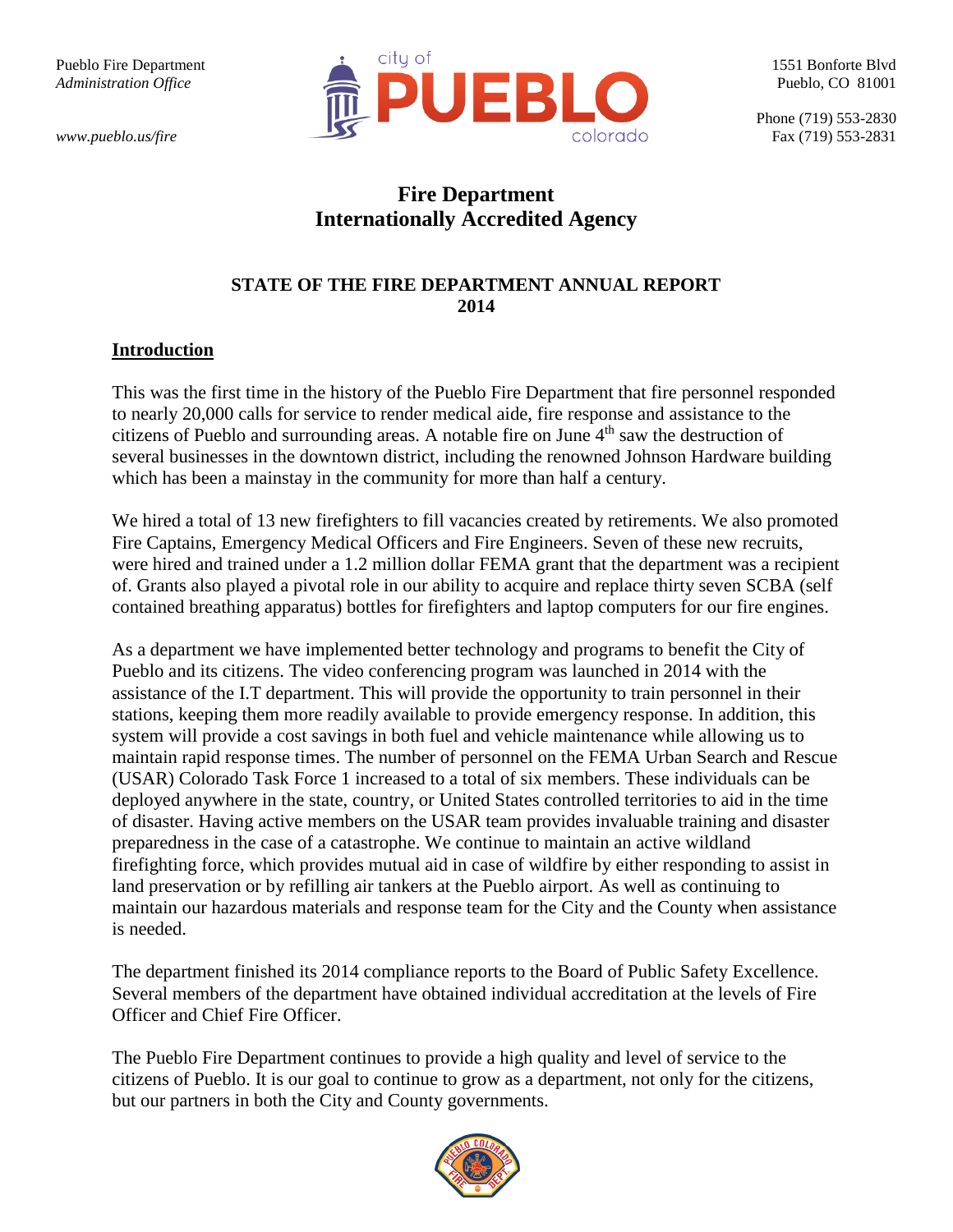Pueblo Fire Department
*Administration Office*

*www.pueblo.us/fire*

1551 Bonforte Blvd
Pueblo, CO 81001

Phone (719) 553-2830
Fax (719) 553-2831

# Fire Department
# Internationally Accredited Agency

## STATE OF THE FIRE DEPARTMENT ANNUAL REPORT 2014

### Introduction

This was the first time in the history of the Pueblo Fire Department that fire personnel responded to nearly 20,000 calls for service to render medical aide, fire response and assistance to the citizens of Pueblo and surrounding areas. A notable fire on June 4th saw the destruction of several businesses in the downtown district, including the renowned Johnson Hardware building which has been a mainstay in the community for more than half a century.

We hired a total of 13 new firefighters to fill vacancies created by retirements. We also promoted Fire Captains, Emergency Medical Officers and Fire Engineers. Seven of these new recruits, were hired and trained under a 1.2 million dollar FEMA grant that the department was a recipient of. Grants also played a pivotal role in our ability to acquire and replace thirty seven SCBA (self contained breathing apparatus) bottles for firefighters and laptop computers for our fire engines.

As a department we have implemented better technology and programs to benefit the City of Pueblo and its citizens. The video conferencing program was launched in 2014 with the assistance of the I.T department. This will provide the opportunity to train personnel in their stations, keeping them more readily available to provide emergency response. In addition, this system will provide a cost savings in both fuel and vehicle maintenance while allowing us to maintain rapid response times. The number of personnel on the FEMA Urban Search and Rescue (USAR) Colorado Task Force 1 increased to a total of six members. These individuals can be deployed anywhere in the state, country, or United States controlled territories to aid in the time of disaster. Having active members on the USAR team provides invaluable training and disaster preparedness in the case of a catastrophe. We continue to maintain an active wildland firefighting force, which provides mutual aid in case of wildfire by either responding to assist in land preservation or by refilling air tankers at the Pueblo airport. As well as continuing to maintain our hazardous materials and response team for the City and the County when assistance is needed.

The department finished its 2014 compliance reports to the Board of Public Safety Excellence. Several members of the department have obtained individual accreditation at the levels of Fire Officer and Chief Fire Officer.

The Pueblo Fire Department continues to provide a high quality and level of service to the citizens of Pueblo. It is our goal to continue to grow as a department, not only for the citizens, but our partners in both the City and County governments.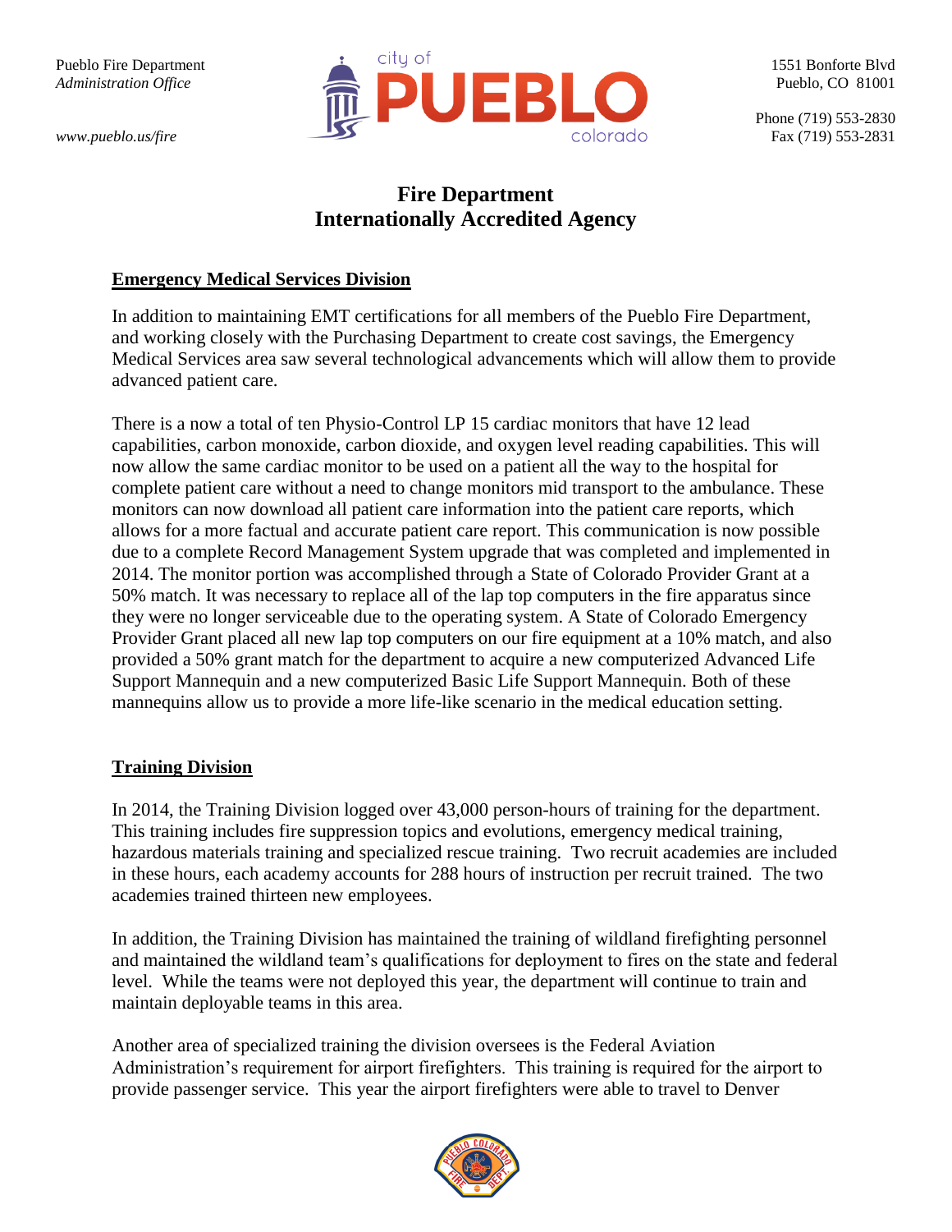Pueblo Fire Department
*Administration Office*

*www.pueblo.us/fire*

1551 Bonforte Blvd
Pueblo, CO 81001

Phone (719) 553-2830
Fax (719) 553-2831

# Fire Department
# Internationally Accredited Agency

## Emergency Medical Services Division

In addition to maintaining EMT certifications for all members of the Pueblo Fire Department, and working closely with the Purchasing Department to create cost savings, the Emergency Medical Services area saw several technological advancements which will allow them to provide advanced patient care.

There is a now a total of ten Physio-Control LP 15 cardiac monitors that have 12 lead capabilities, carbon monoxide, carbon dioxide, and oxygen level reading capabilities. This will now allow the same cardiac monitor to be used on a patient all the way to the hospital for complete patient care without a need to change monitors mid transport to the ambulance. These monitors can now download all patient care information into the patient care reports, which allows for a more factual and accurate patient care report. This communication is now possible due to a complete Record Management System upgrade that was completed and implemented in 2014. The monitor portion was accomplished through a State of Colorado Provider Grant at a 50% match. It was necessary to replace all of the lap top computers in the fire apparatus since they were no longer serviceable due to the operating system. A State of Colorado Emergency Provider Grant placed all new lap top computers on our fire equipment at a 10% match, and also provided a 50% grant match for the department to acquire a new computerized Advanced Life Support Mannequin and a new computerized Basic Life Support Mannequin. Both of these mannequins allow us to provide a more life-like scenario in the medical education setting.

## Training Division

In 2014, the Training Division logged over 43,000 person-hours of training for the department. This training includes fire suppression topics and evolutions, emergency medical training, hazardous materials training and specialized rescue training. Two recruit academies are included in these hours, each academy accounts for 288 hours of instruction per recruit trained. The two academies trained thirteen new employees.

In addition, the Training Division has maintained the training of wildland firefighting personnel and maintained the wildland team's qualifications for deployment to fires on the state and federal level. While the teams were not deployed this year, the department will continue to train and maintain deployable teams in this area.

Another area of specialized training the division oversees is the Federal Aviation Administration's requirement for airport firefighters. This training is required for the airport to provide passenger service. This year the airport firefighters were able to travel to Denver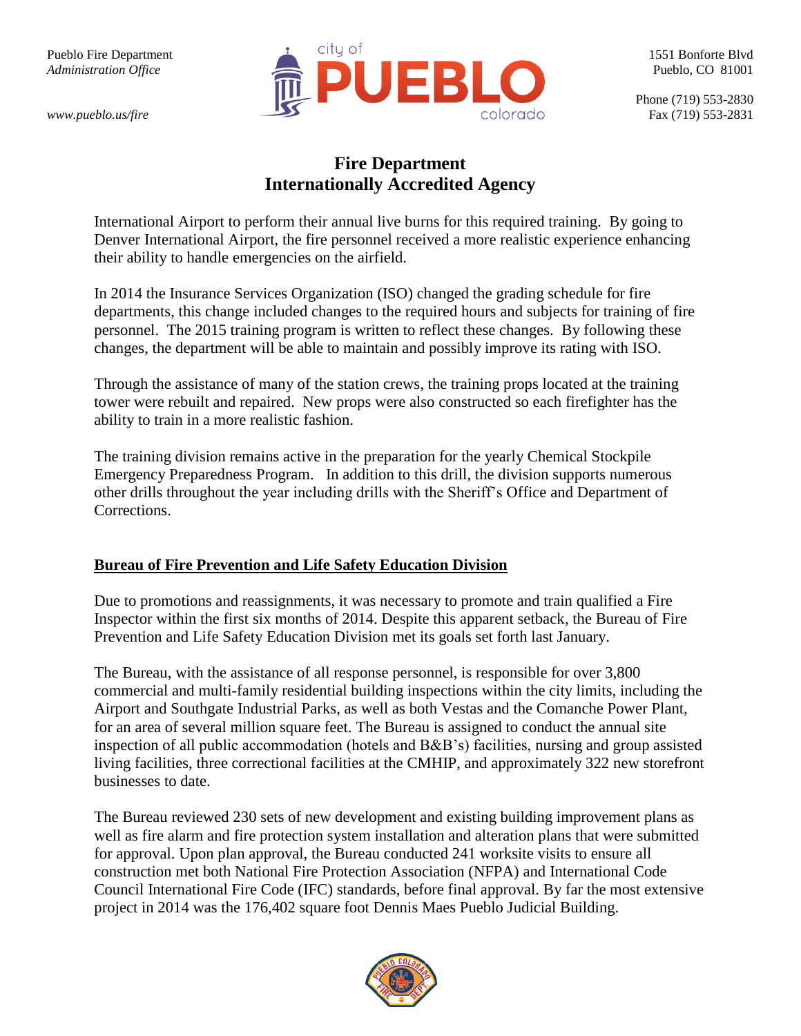International Airport to perform their annual live burns for this required training. By going to Denver International Airport, the fire personnel received a more realistic experience enhancing their ability to handle emergencies on the airfield.

In 2014 the Insurance Services Organization (ISO) changed the grading schedule for fire departments, this change included changes to the required hours and subjects for training of fire personnel. The 2015 training program is written to reflect these changes. By following these changes, the department will be able to maintain and possibly improve its rating with ISO.

Through the assistance of many of the station crews, the training props located at the training tower were rebuilt and repaired. New props were also constructed so each firefighter has the ability to train in a more realistic fashion.

The training division remains active in the preparation for the yearly Chemical Stockpile Emergency Preparedness Program. In addition to this drill, the division supports numerous other drills throughout the year including drills with the Sheriff's Office and Department of Corrections.

## Bureau of Fire Prevention and Life Safety Education Division

Due to promotions and reassignments, it was necessary to promote and train qualified a Fire Inspector within the first six months of 2014. Despite this apparent setback, the Bureau of Fire Prevention and Life Safety Education Division met its goals set forth last January.

The Bureau, with the assistance of all response personnel, is responsible for over 3,800 commercial and multi-family residential building inspections within the city limits, including the Airport and Southgate Industrial Parks, as well as both Vestas and the Comanche Power Plant, for an area of several million square feet. The Bureau is assigned to conduct the annual site inspection of all public accommodation (hotels and B&B's) facilities, nursing and group assisted living facilities, three correctional facilities at the CMHIP, and approximately 322 new storefront businesses to date.

The Bureau reviewed 230 sets of new development and existing building improvement plans as well as fire alarm and fire protection system installation and alteration plans that were submitted for approval. Upon plan approval, the Bureau conducted 241 worksite visits to ensure all construction met both National Fire Protection Association (NFPA) and International Code Council International Fire Code (IFC) standards, before final approval. By far the most extensive project in 2014 was the 176,402 square foot Dennis Maes Pueblo Judicial Building.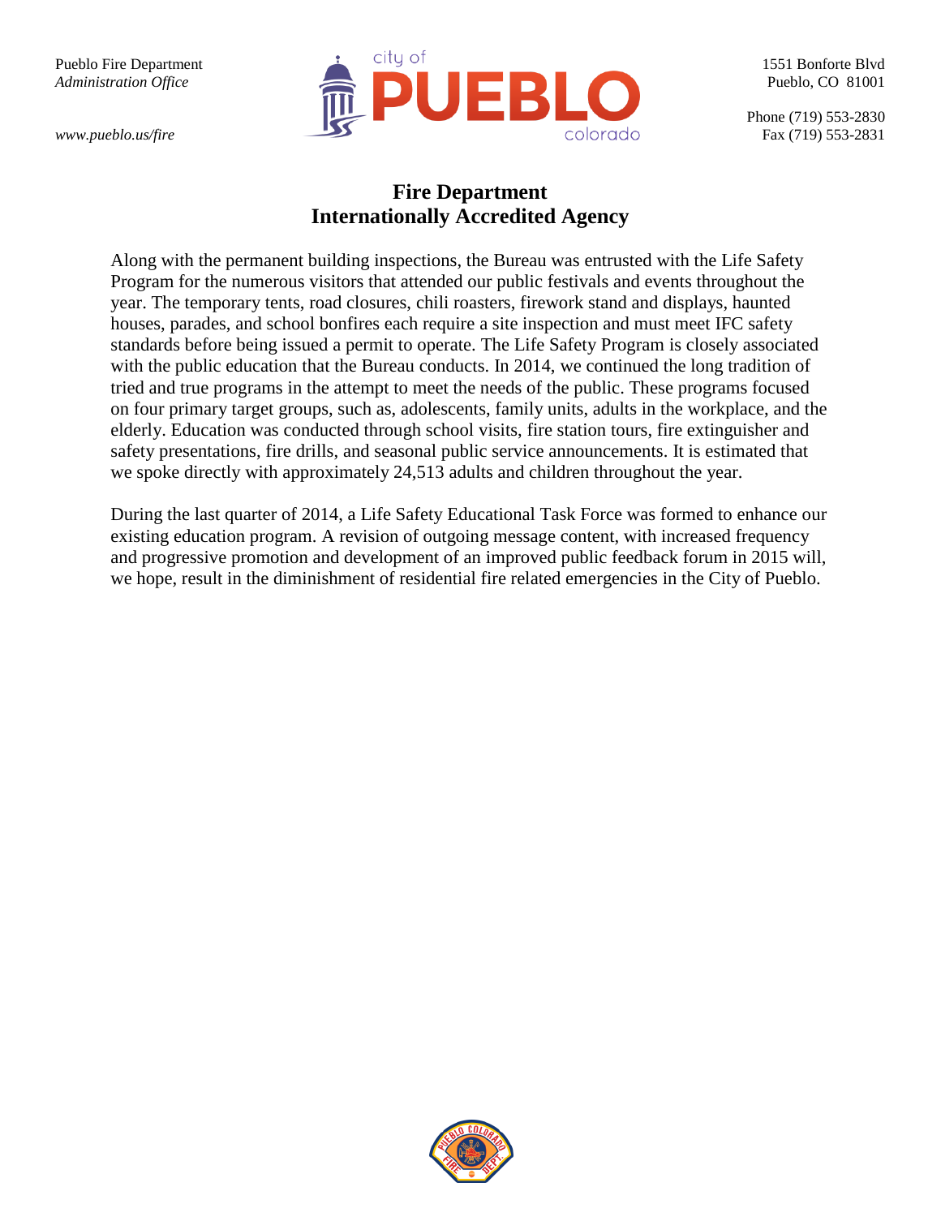# Fire Department
## Internationally Accredited Agency

Along with the permanent building inspections, the Bureau was entrusted with the Life Safety Program for the numerous visitors that attended our public festivals and events throughout the year. The temporary tents, road closures, chili roasters, firework stand and displays, haunted houses, parades, and school bonfires each require a site inspection and must meet IFC safety standards before being issued a permit to operate. The Life Safety Program is closely associated with the public education that the Bureau conducts. In 2014, we continued the long tradition of tried and true programs in the attempt to meet the needs of the public. These programs focused on four primary target groups, such as, adolescents, family units, adults in the workplace, and the elderly. Education was conducted through school visits, fire station tours, fire extinguisher and safety presentations, fire drills, and seasonal public service announcements. It is estimated that we spoke directly with approximately 24,513 adults and children throughout the year.

During the last quarter of 2014, a Life Safety Educational Task Force was formed to enhance our existing education program. A revision of outgoing message content, with increased frequency and progressive promotion and development of an improved public feedback forum in 2015 will, we hope, result in the diminishment of residential fire related emergencies in the City of Pueblo.